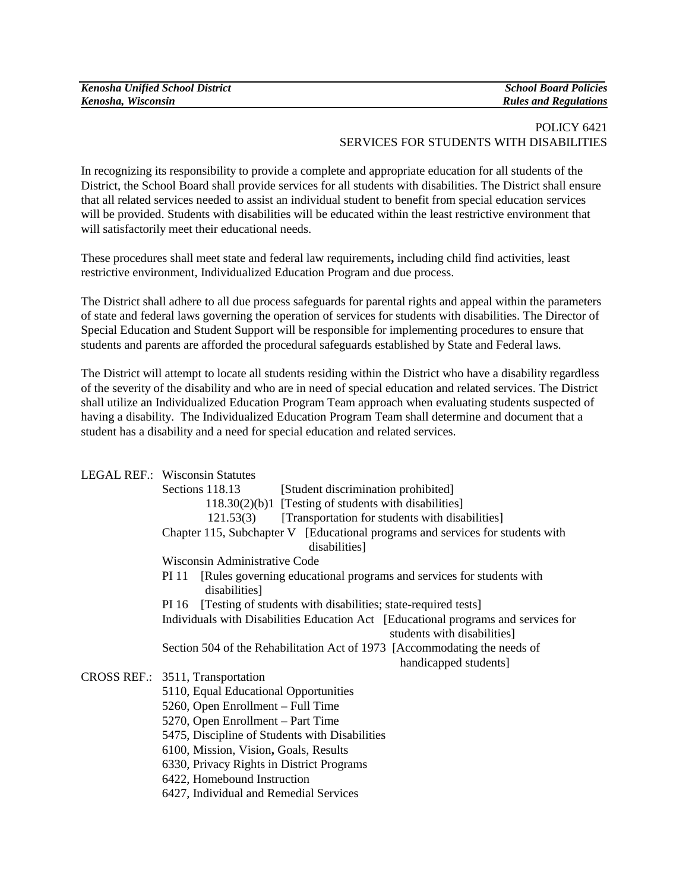# POLICY 6421
## SERVICES FOR STUDENTS WITH DISABILITIES

In recognizing its responsibility to provide a complete and appropriate education for all students of the District, the School Board shall provide services for all students with disabilities. The District shall ensure that all related services needed to assist an individual student to benefit from special education services will be provided. Students with disabilities will be educated within the least restrictive environment that will satisfactorily meet their educational needs.

These procedures shall meet state and federal law requirements**,** including child find activities, least restrictive environment, Individualized Education Program and due process.

The District shall adhere to all due process safeguards for parental rights and appeal within the parameters of state and federal laws governing the operation of services for students with disabilities. The Director of Special Education and Student Support will be responsible for implementing procedures to ensure that students and parents are afforded the procedural safeguards established by State and Federal laws.

The District will attempt to locate all students residing within the District who have a disability regardless of the severity of the disability and who are in need of special education and related services. The District shall utilize an Individualized Education Program Team approach when evaluating students suspected of having a disability. The Individualized Education Program Team shall determine and document that a student has a disability and a need for special education and related services.

LEGAL REF.: Wisconsin Statutes
- Sections 118.13 [Student discrimination prohibited]
- 118.30(2)(b)1 [Testing of students with disabilities]
- 121.53(3) [Transportation for students with disabilities]
- Chapter 115, Subchapter V [Educational programs and services for students with disabilities]

Wisconsin Administrative Code
- PI 11 [Rules governing educational programs and services for students with disabilities]
- PI 16 [Testing of students with disabilities; state-required tests]

Individuals with Disabilities Education Act [Educational programs and services for students with disabilities]

Section 504 of the Rehabilitation Act of 1973 [Accommodating the needs of handicapped students]

CROSS REF.:
- 3511, Transportation
- 5110, Equal Educational Opportunities
- 5260, Open Enrollment – Full Time
- 5270, Open Enrollment – Part Time
- 5475, Discipline of Students with Disabilities
- 6100, Mission, Vision**,** Goals, Results
- 6330, Privacy Rights in District Programs
- 6422, Homebound Instruction
- 6427, Individual and Remedial Services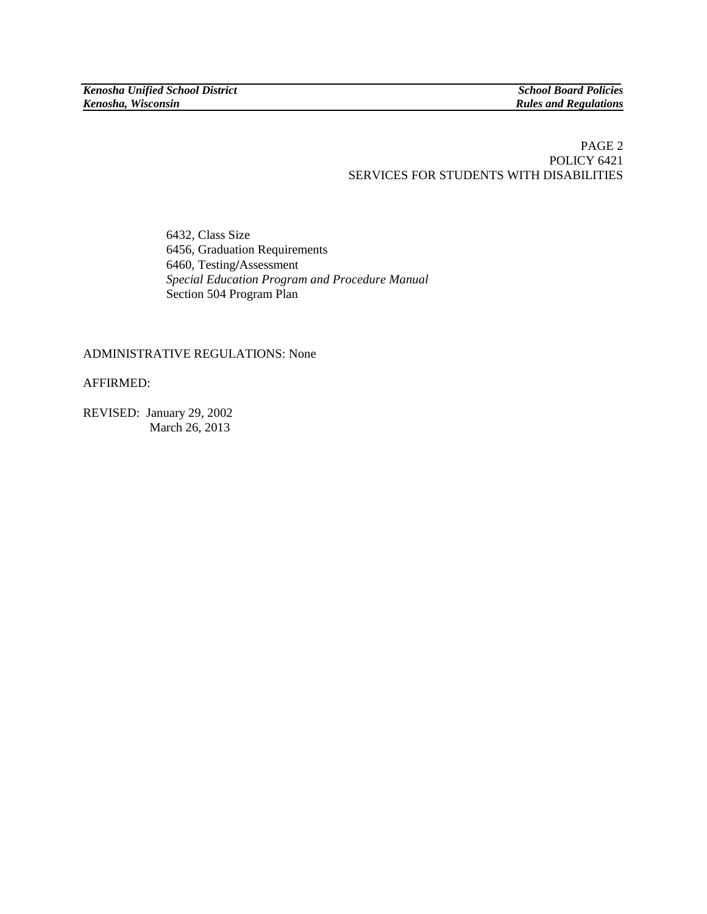6432, Class Size
6456, Graduation Requirements
6460, Testing/Assessment
*Special Education Program and Procedure Manual*
Section 504 Program Plan

ADMINISTRATIVE REGULATIONS: None

AFFIRMED:

REVISED: January 29, 2002
March 26, 2013